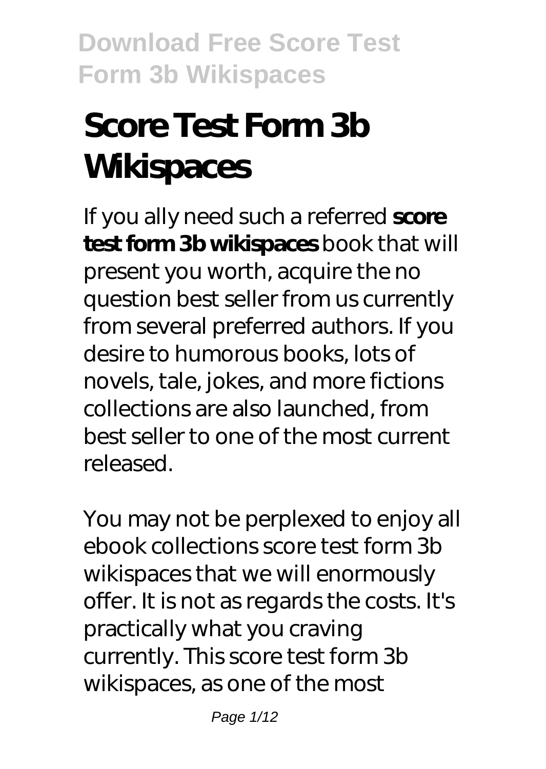# Score Test Form 3b Wikispaces

If you ally need such a referred **score test form 3b wikispaces** book that will present you worth, acquire the no question best seller from us currently from several preferred authors. If you desire to humorous books, lots of novels, tale, jokes, and more fictions collections are also launched, from best seller to one of the most current released.

You may not be perplexed to enjoy all ebook collections score test form 3b wikispaces that we will enormously offer. It is not as regards the costs. It's practically what you craving currently. This score test form 3b wikispaces, as one of the most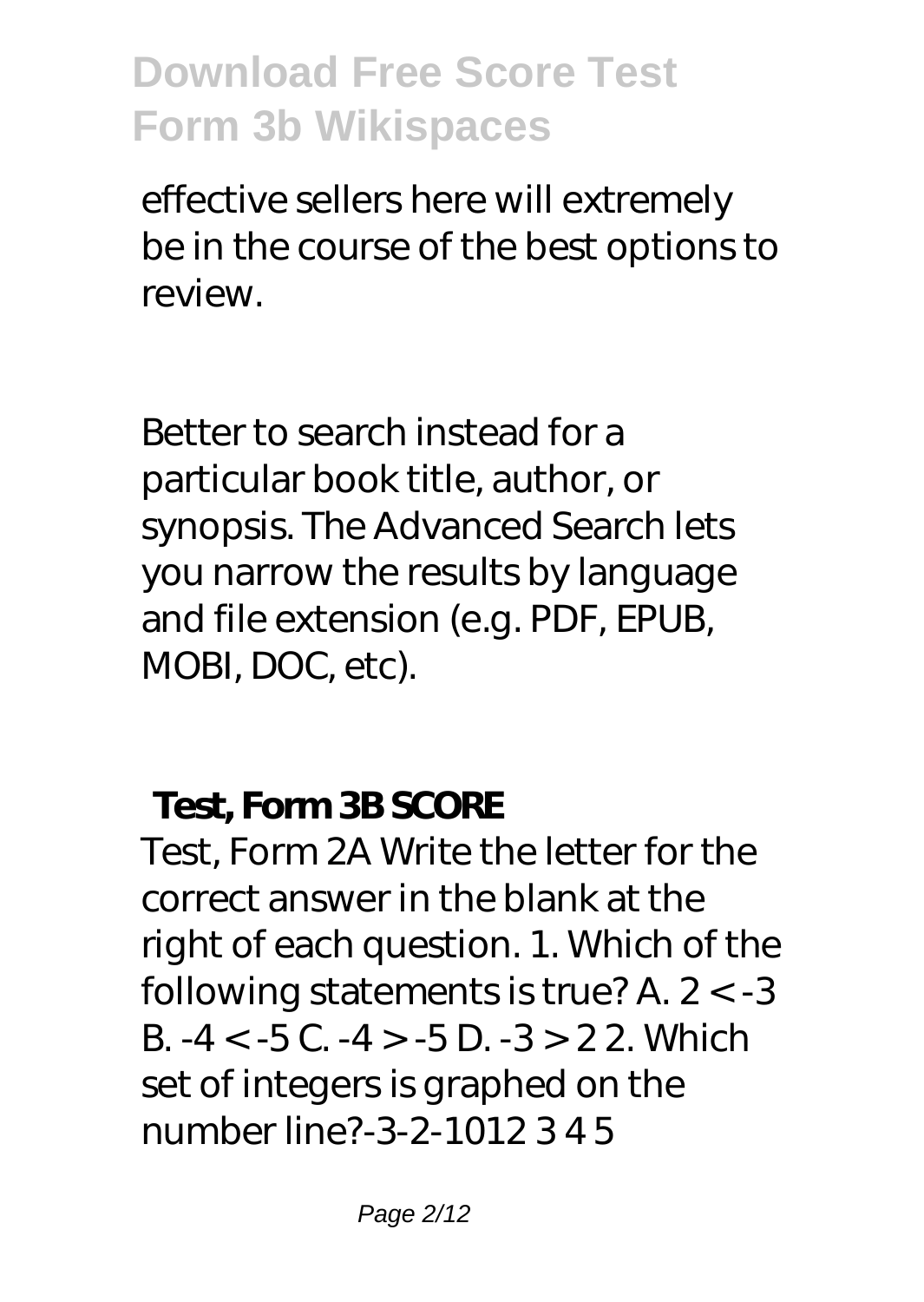effective sellers here will extremely be in the course of the best options to review.

Better to search instead for a particular book title, author, or synopsis. The Advanced Search lets you narrow the results by language and file extension (e.g. PDF, EPUB, MOBI, DOC, etc).

## Test, Form 3B SCORE

Test, Form 2A Write the letter for the correct answer in the blank at the right of each question. 1. Which of the following statements is true? A. $2 < -3$ B. $-4 < -5$ C. $-4 > -5$ D. $-3 > 2$ 2. Which set of integers is graphed on the number line?-3-2-1012 3 4 5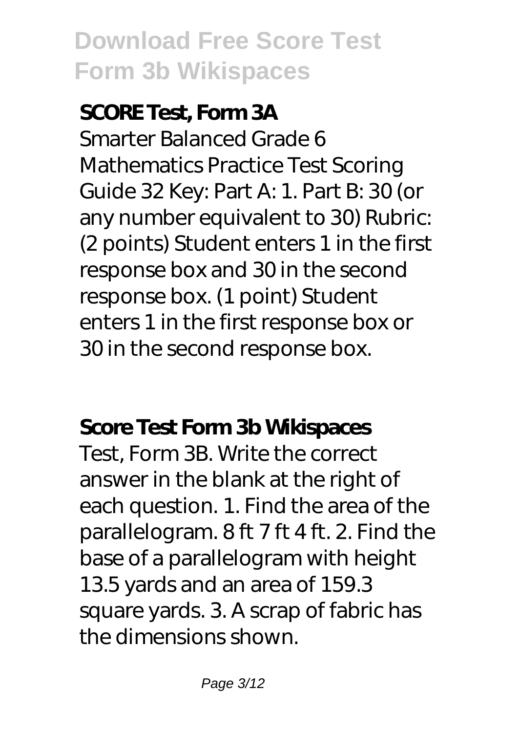**SCORE Test, Form 3A**

Smarter Balanced Grade 6 Mathematics Practice Test Scoring Guide 32 Key: Part A: 1. Part B: 30 (or any number equivalent to 30) Rubric: (2 points) Student enters 1 in the first response box and 30 in the second response box. (1 point) Student enters 1 in the first response box or 30 in the second response box.

**Score Test Form 3b Wikispaces**

Test, Form 3B. Write the correct answer in the blank at the right of each question. 1. Find the area of the parallelogram. 8 ft 7 ft 4 ft. 2. Find the base of a parallelogram with height 13.5 yards and an area of 159.3 square yards. 3. A scrap of fabric has the dimensions shown.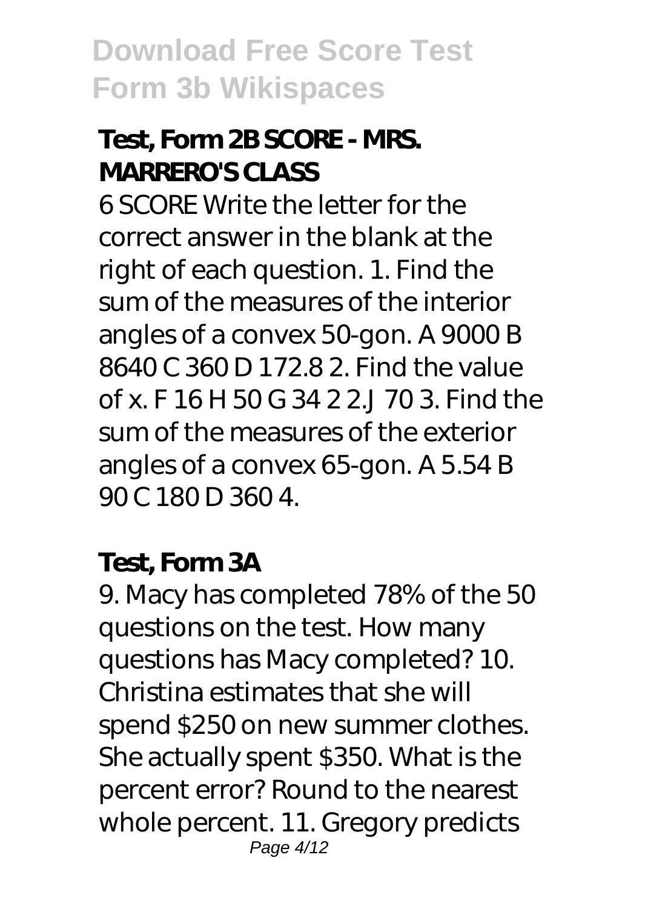## Test, Form 2B SCORE - MRS. MARRERO'S CLASS

6 SCORE Write the letter for the correct answer in the blank at the right of each question. 1. Find the sum of the measures of the interior angles of a convex 50-gon. A 9000 B 8640 C 360 D 172.8 2. Find the value of x. F 16 H 50 G 34 2 2.J 70 3. Find the sum of the measures of the exterior angles of a convex 65-gon. A 5.54 B 90 C 180 D 360 4.

## Test, Form 3A

9. Macy has completed 78% of the 50 questions on the test. How many questions has Macy completed? 10. Christina estimates that she will spend $250 on new summer clothes. She actually spent $350. What is the percent error? Round to the nearest whole percent. 11. Gregory predicts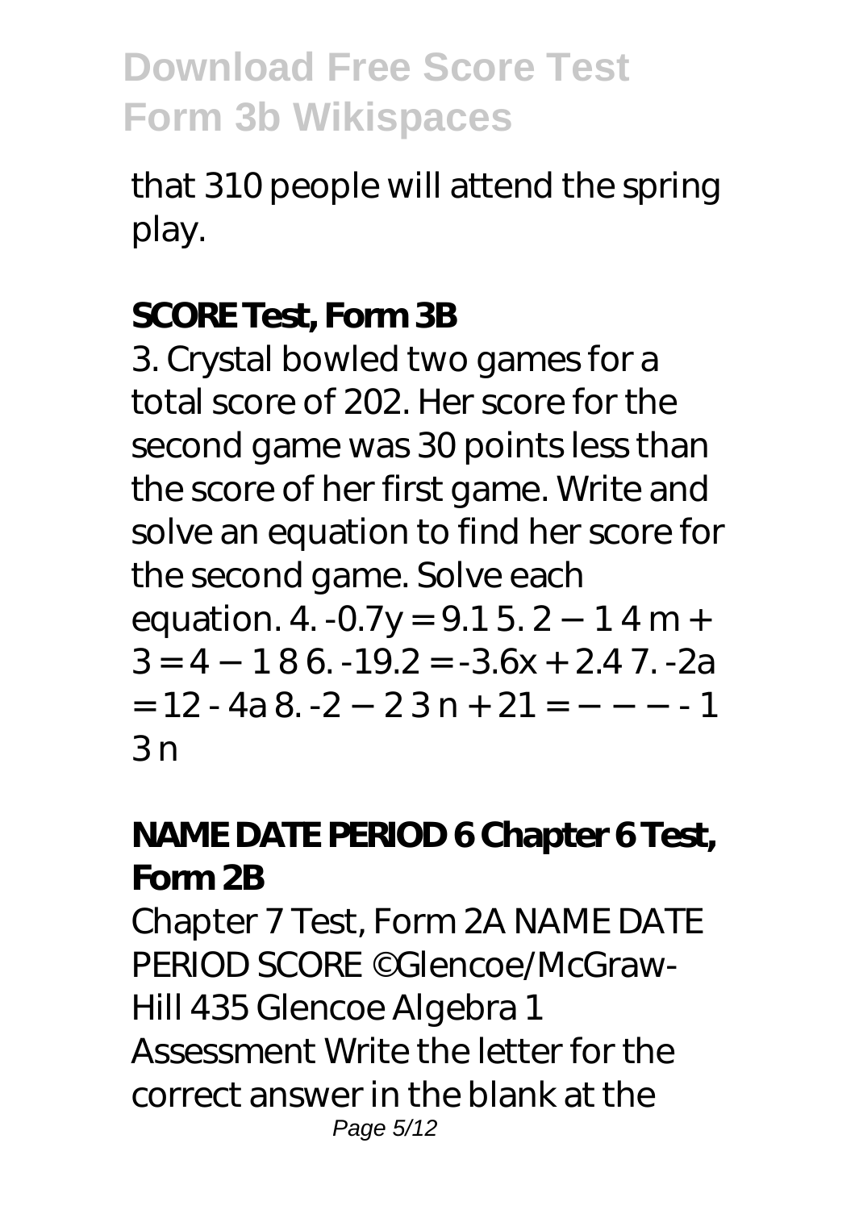that 310 people will attend the spring play.

**SCORE Test, Form 3B**

3. Crystal bowled two games for a total score of 202. Her score for the second game was 30 points less than the score of her first game. Write and solve an equation to find her score for the second game. Solve each equation. 4. -0.7y = 9.1 5. 2 − 1 4 m + 3 = 4 − 1 8 6. -19.2 = -3.6x + 2.4 7. -2a = 12 - 4a 8. -2 − 2 3 n + 21 = − − − - 1 3 n

**NAME DATE PERIOD 6 Chapter 6 Test, Form 2B**

Chapter 7 Test, Form 2A NAME DATE PERIOD SCORE ©Glencoe/McGraw-Hill 435 Glencoe Algebra 1 Assessment Write the letter for the correct answer in the blank at the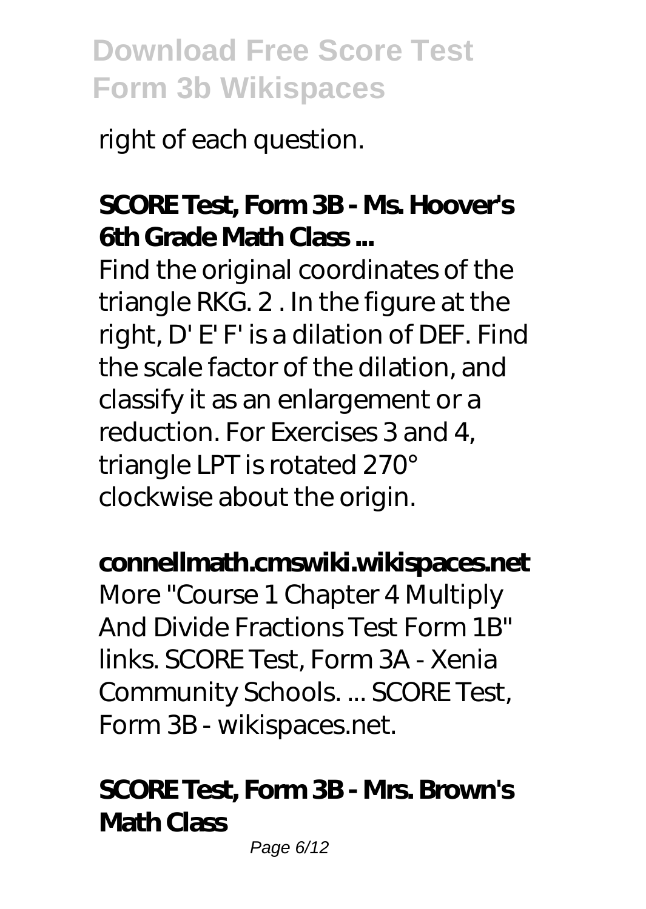right of each question.

**SCORE Test, Form 3B - Ms. Hoover's 6th Grade Math Class ...**

Find the original coordinates of the triangle RKG. 2 . In the figure at the right, D' E' F' is a dilation of DEF. Find the scale factor of the dilation, and classify it as an enlargement or a reduction. For Exercises 3 and 4, triangle LPT is rotated 270° clockwise about the origin.

**connellmath.cmswiki.wikispaces.net**

More "Course 1 Chapter 4 Multiply And Divide Fractions Test Form 1B" links. SCORE Test, Form 3A - Xenia Community Schools. ... SCORE Test, Form 3B - wikispaces.net.

**SCORE Test, Form 3B - Mrs. Brown's Math Class**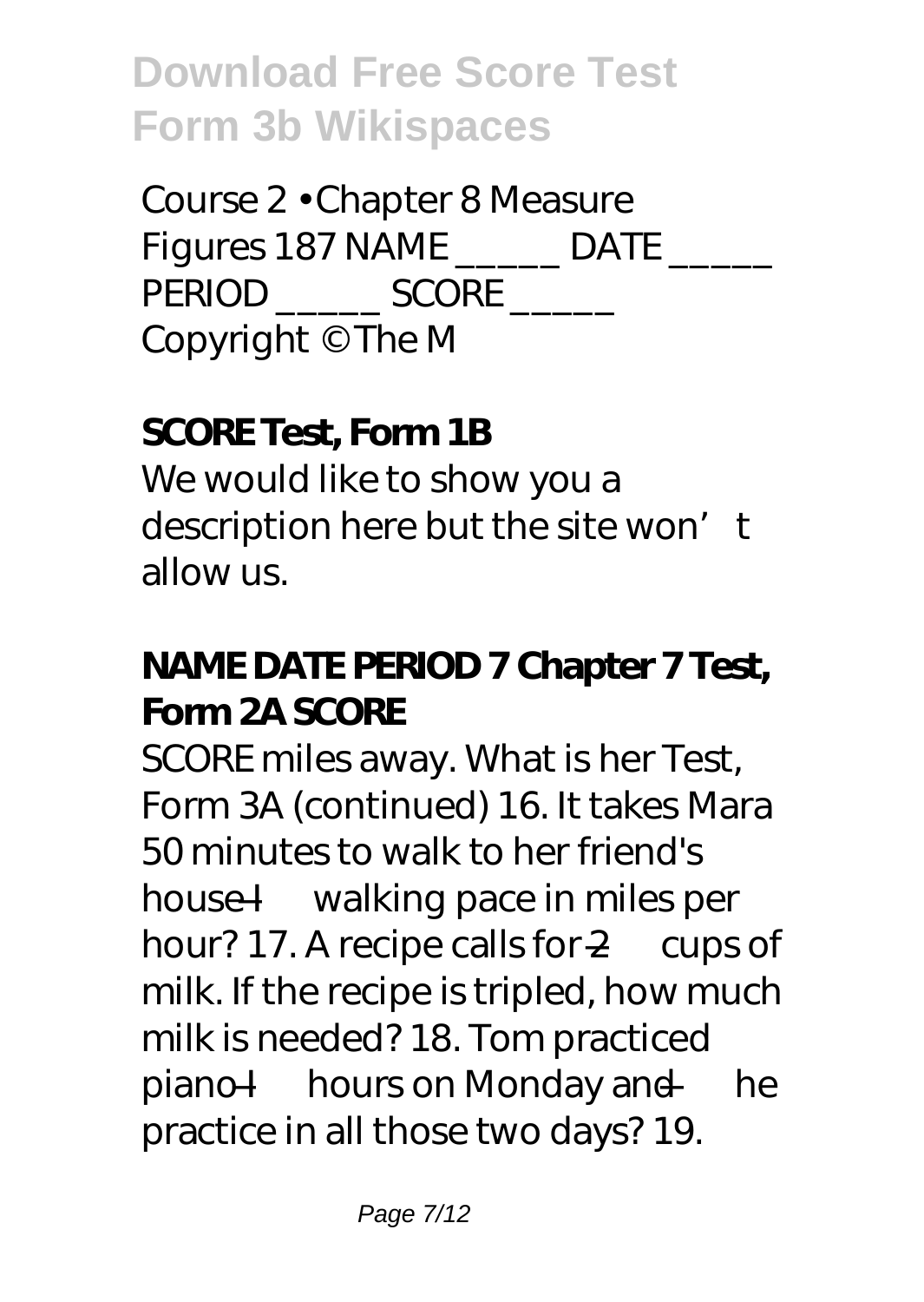Course 2 • Chapter 8 Measure Figures 187 NAME _____ DATE _____ PERIOD _____ SCORE _____ Copyright © The M

**SCORE Test, Form 1B**

We would like to show you a description here but the site won't allow us.

**NAME DATE PERIOD 7 Chapter 7 Test, Form 2A SCORE**

SCORE miles away. What is her Test, Form 3A (continued) 16. It takes Mara 50 minutes to walk to her friend's house l— walking pace in miles per hour? 17. A recipe calls for 2— cups of milk. If the recipe is tripled, how much milk is needed? 18. Tom practiced piano l— hours on Monday and — he practice in all those two days? 19.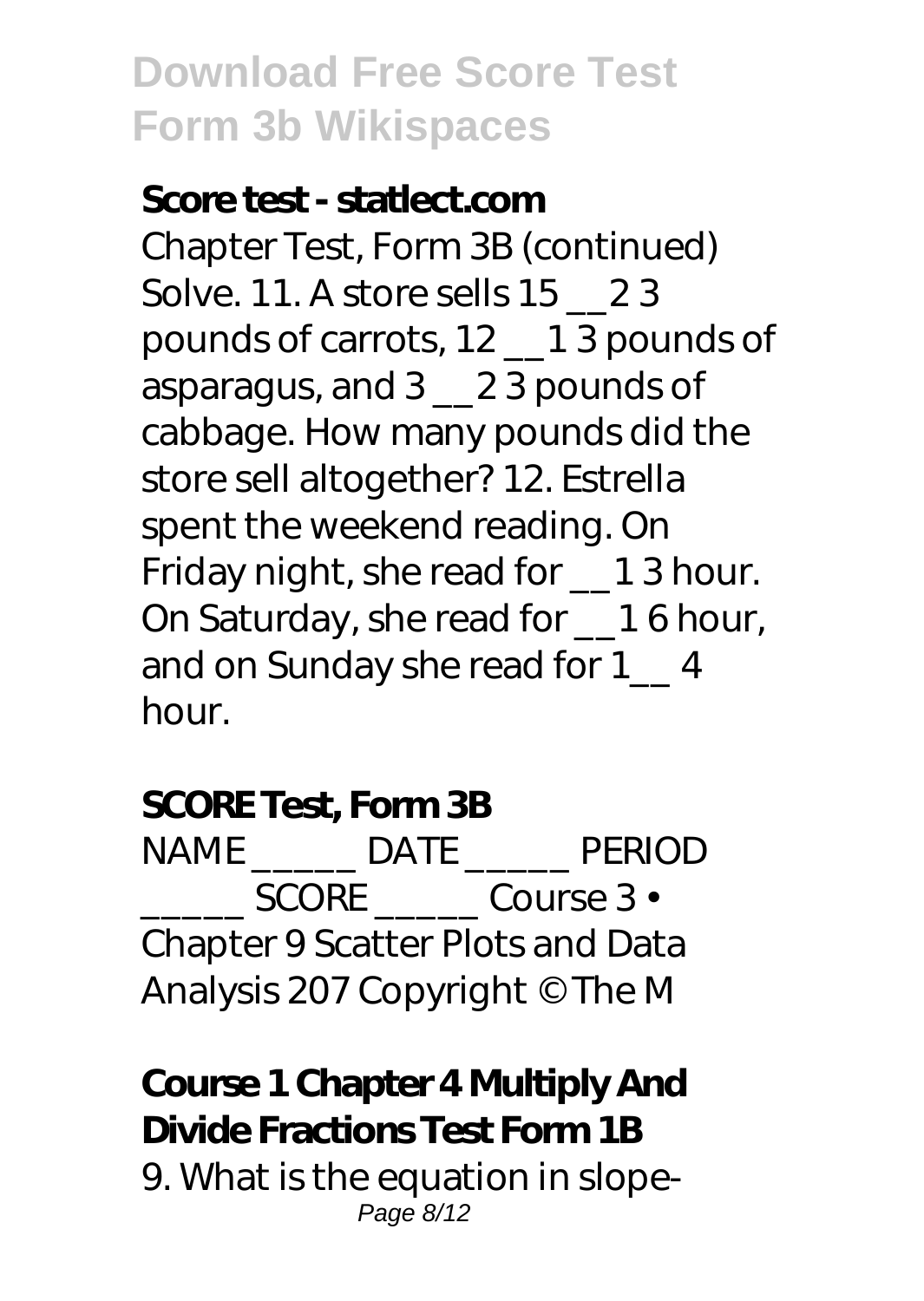**Score test - statlect.com**

Chapter Test, Form 3B (continued) Solve. 11. A store sells 15 __2 3 pounds of carrots, 12 __1 3 pounds of asparagus, and 3 __2 3 pounds of cabbage. How many pounds did the store sell altogether? 12. Estrella spent the weekend reading. On Friday night, she read for __1 3 hour. On Saturday, she read for __1 6 hour, and on Sunday she read for 1__ 4 hour.

**SCORE Test, Form 3B**

NAME _____ DATE _____ PERIOD _____ SCORE _____ Course 3 • Chapter 9 Scatter Plots and Data Analysis 207 Copyright © The M

**Course 1 Chapter 4 Multiply And Divide Fractions Test Form 1B**

9. What is the equation in slope-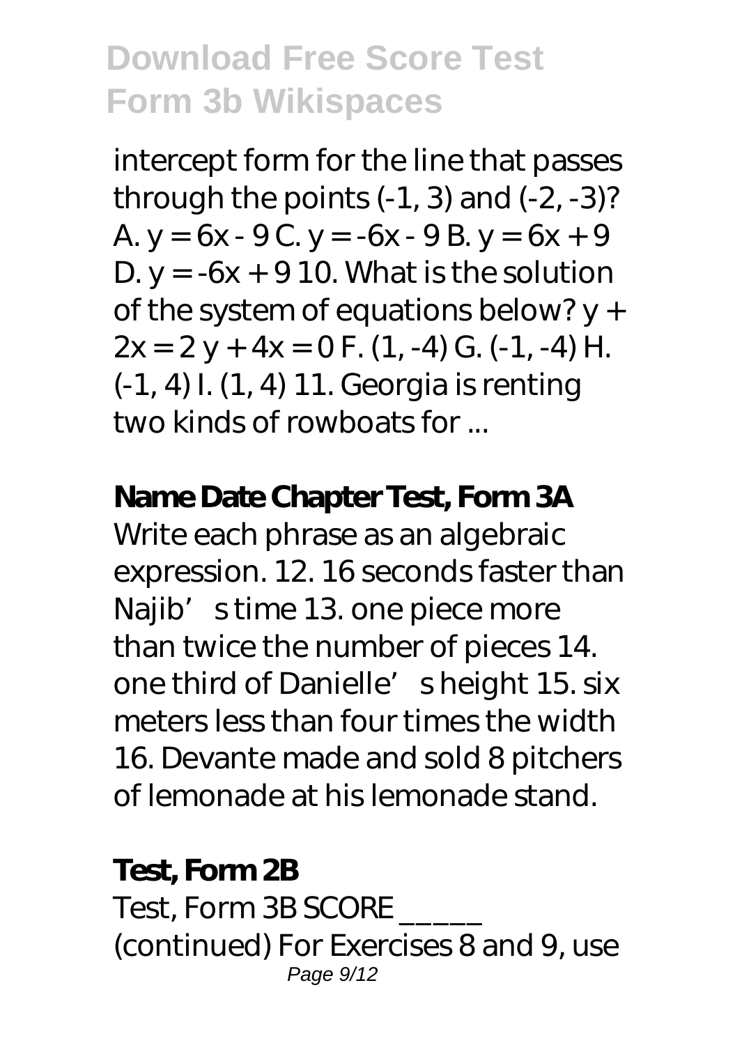intercept form for the line that passes through the points (-1, 3) and (-2, -3)? A. $y = 6x - 9$ C. $y = -6x - 9$ B. $y = 6x + 9$ D. $y = -6x + 9$ 10. What is the solution of the system of equations below? $y + 2x = 2$ $y + 4x = 0$ F. (1, -4) G. (-1, -4) H. (-1, 4) I. (1, 4) 11. Georgia is renting two kinds of rowboats for ...

**Name Date Chapter Test, Form 3A**

Write each phrase as an algebraic expression. 12. 16 seconds faster than Najib's time 13. one piece more than twice the number of pieces 14. one third of Danielle's height 15. six meters less than four times the width 16. Devante made and sold 8 pitchers of lemonade at his lemonade stand.

**Test, Form 2B**

Test, Form 3B SCORE _____ (continued) For Exercises 8 and 9, use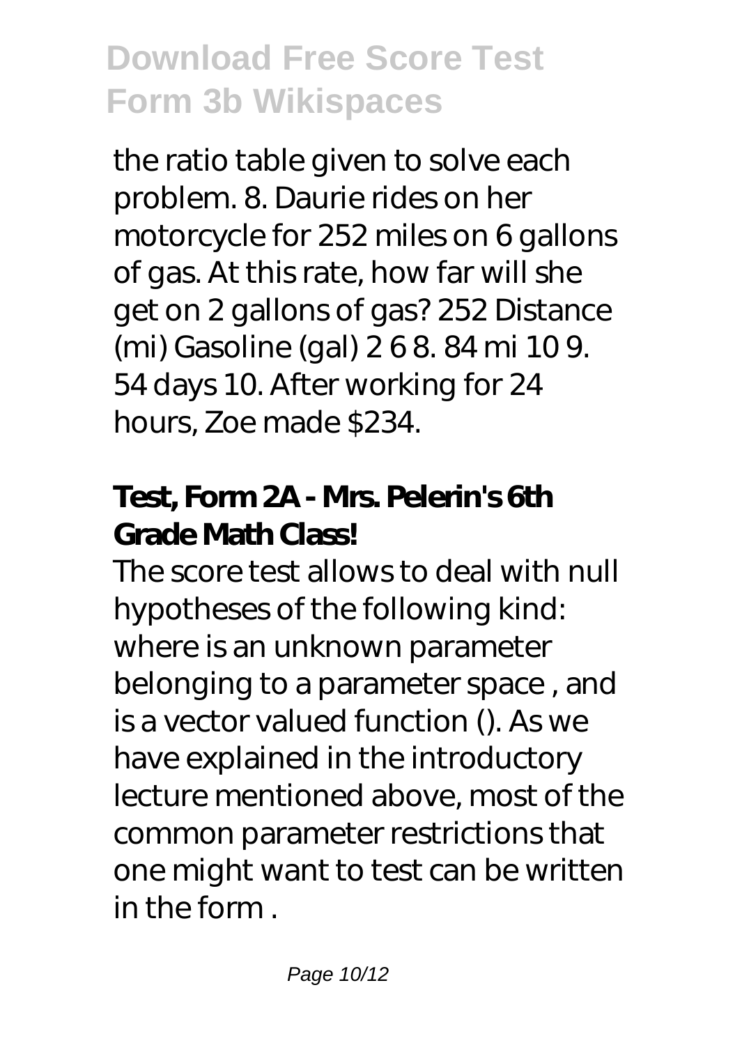the ratio table given to solve each problem. 8. Daurie rides on her motorcycle for 252 miles on 6 gallons of gas. At this rate, how far will she get on 2 gallons of gas? 252 Distance (mi) Gasoline (gal) 2 6 8. 84 mi 10 9. 54 days 10. After working for 24 hours, Zoe made $234.

### Test, Form 2A - Mrs. Pelerin's 6th Grade Math Class!

The score test allows to deal with null hypotheses of the following kind: where is an unknown parameter belonging to a parameter space , and is a vector valued function (). As we have explained in the introductory lecture mentioned above, most of the common parameter restrictions that one might want to test can be written in the form .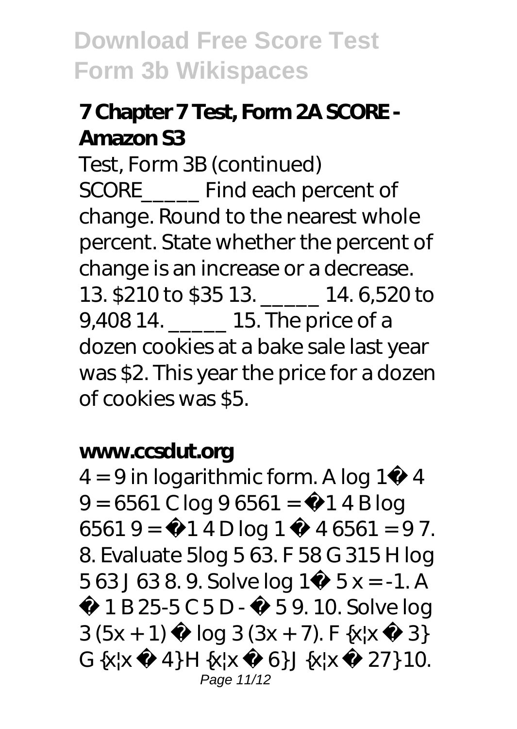### 7 Chapter 7 Test, Form 2A SCORE - Amazon S3

Test, Form 3B (continued) SCORE_____ Find each percent of change. Round to the nearest whole percent. State whether the percent of change is an increase or a decrease. 13. $210 to $35 13. _____ 14. 6,520 to 9,408 14. _____ 15. The price of a dozen cookies at a bake sale last year was $2. This year the price for a dozen of cookies was $5.

### www.ccsdut.org

4 = 9 in logarithmic form. A log 1� 4 9 = 6561 C log 9 6561 = � 1 4 B log 6561 9 = � 1 4 D log 1 � 4 6561 = 9 7. 8. Evaluate 5log 5 63. F 58 G 315 H log 5 63 J 63 8. 9. Solve log 1� 5 x = -1. A � 1 B 25-5 C 5 D - � 5 9. 10. Solve log 3 (5x + 1) � log 3 (3x + 7). F {x¦x � 3} G {x¦x � 4} H {x¦x � 6} J {x¦x � 27} 10.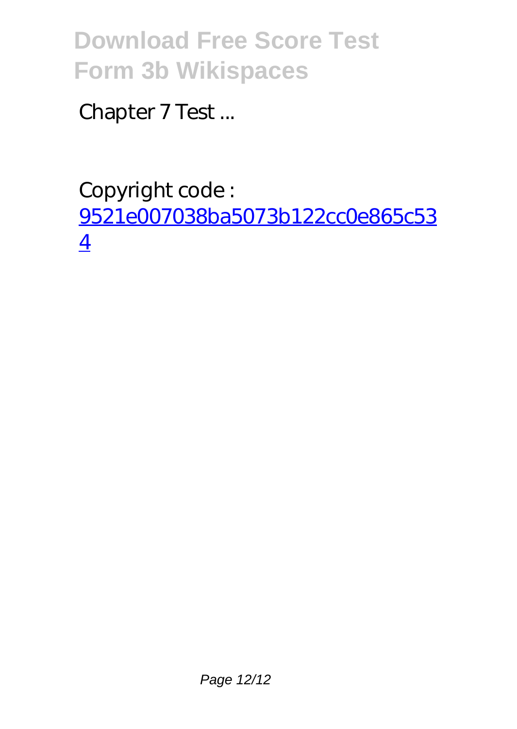Chapter 7 Test ...

Copyright code : 9521e007038ba5073b122cc0e865c534